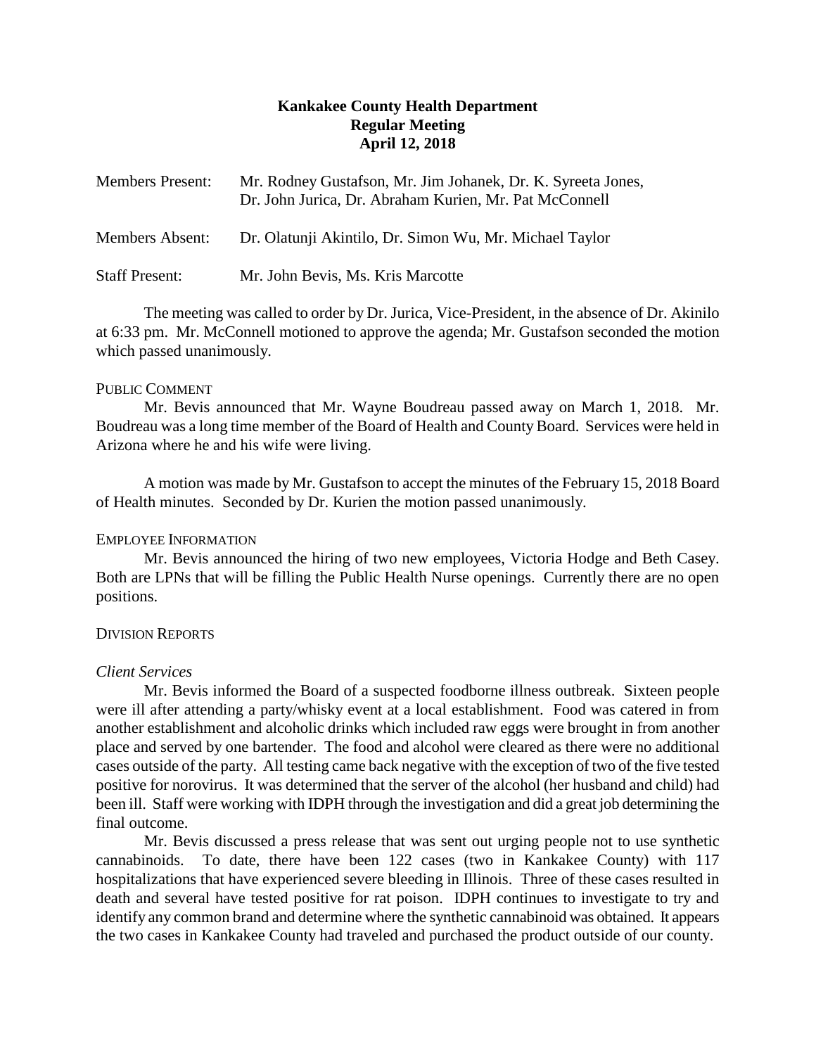# Kankakee County Health Department
## Regular Meeting
## April 12, 2018

| | |
|---|---|
| Members Present: | Mr. Rodney Gustafson, Mr. Jim Johanek, Dr. K. Syreeta Jones, Dr. John Jurica, Dr. Abraham Kurien, Mr. Pat McConnell |
| Members Absent: | Dr. Olatunji Akintilo, Dr. Simon Wu, Mr. Michael Taylor |
| Staff Present: | Mr. John Bevis, Ms. Kris Marcotte |

The meeting was called to order by Dr. Jurica, Vice-President, in the absence of Dr. Akinilo at 6:33 pm. Mr. McConnell motioned to approve the agenda; Mr. Gustafson seconded the motion which passed unanimously.

PUBLIC COMMENT

Mr. Bevis announced that Mr. Wayne Boudreau passed away on March 1, 2018. Mr. Boudreau was a long time member of the Board of Health and County Board. Services were held in Arizona where he and his wife were living.

A motion was made by Mr. Gustafson to accept the minutes of the February 15, 2018 Board of Health minutes. Seconded by Dr. Kurien the motion passed unanimously.

EMPLOYEE INFORMATION

Mr. Bevis announced the hiring of two new employees, Victoria Hodge and Beth Casey. Both are LPNs that will be filling the Public Health Nurse openings. Currently there are no open positions.

DIVISION REPORTS

*Client Services*

Mr. Bevis informed the Board of a suspected foodborne illness outbreak. Sixteen people were ill after attending a party/whisky event at a local establishment. Food was catered in from another establishment and alcoholic drinks which included raw eggs were brought in from another place and served by one bartender. The food and alcohol were cleared as there were no additional cases outside of the party. All testing came back negative with the exception of two of the five tested positive for norovirus. It was determined that the server of the alcohol (her husband and child) had been ill. Staff were working with IDPH through the investigation and did a great job determining the final outcome.

Mr. Bevis discussed a press release that was sent out urging people not to use synthetic cannabinoids. To date, there have been 122 cases (two in Kankakee County) with 117 hospitalizations that have experienced severe bleeding in Illinois. Three of these cases resulted in death and several have tested positive for rat poison. IDPH continues to investigate to try and identify any common brand and determine where the synthetic cannabinoid was obtained. It appears the two cases in Kankakee County had traveled and purchased the product outside of our county.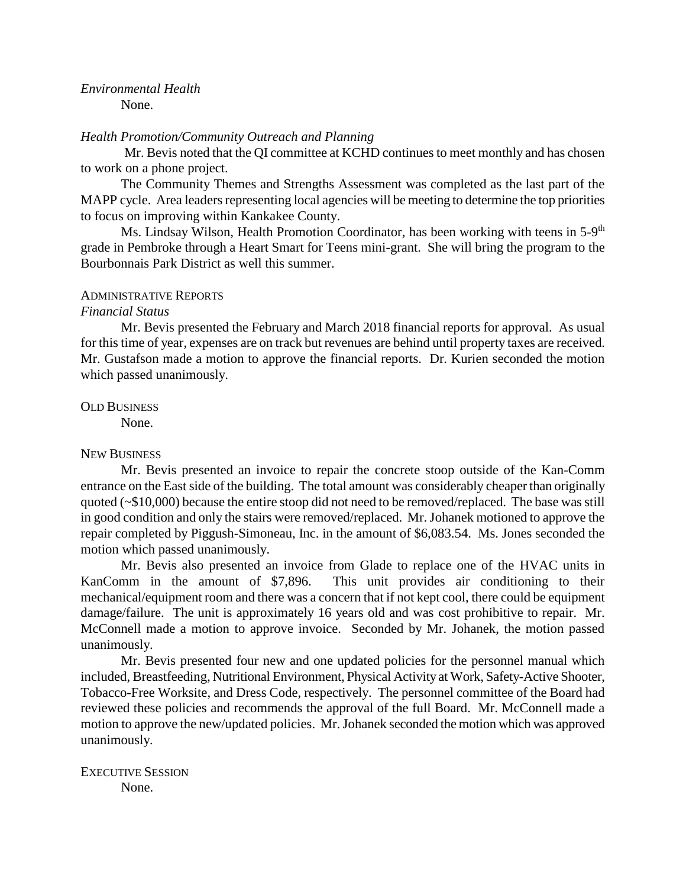*Environmental Health*

None.

*Health Promotion/Community Outreach and Planning*

Mr. Bevis noted that the QI committee at KCHD continues to meet monthly and has chosen to work on a phone project.

The Community Themes and Strengths Assessment was completed as the last part of the MAPP cycle. Area leaders representing local agencies will be meeting to determine the top priorities to focus on improving within Kankakee County.

Ms. Lindsay Wilson, Health Promotion Coordinator, has been working with teens in 5-9th grade in Pembroke through a Heart Smart for Teens mini-grant. She will bring the program to the Bourbonnais Park District as well this summer.

ADMINISTRATIVE REPORTS

*Financial Status*

Mr. Bevis presented the February and March 2018 financial reports for approval. As usual for this time of year, expenses are on track but revenues are behind until property taxes are received. Mr. Gustafson made a motion to approve the financial reports. Dr. Kurien seconded the motion which passed unanimously.

OLD BUSINESS

None.

NEW BUSINESS

Mr. Bevis presented an invoice to repair the concrete stoop outside of the Kan-Comm entrance on the East side of the building. The total amount was considerably cheaper than originally quoted (~$10,000) because the entire stoop did not need to be removed/replaced. The base was still in good condition and only the stairs were removed/replaced. Mr. Johanek motioned to approve the repair completed by Piggush-Simoneau, Inc. in the amount of $6,083.54. Ms. Jones seconded the motion which passed unanimously.

Mr. Bevis also presented an invoice from Glade to replace one of the HVAC units in KanComm in the amount of $7,896. This unit provides air conditioning to their mechanical/equipment room and there was a concern that if not kept cool, there could be equipment damage/failure. The unit is approximately 16 years old and was cost prohibitive to repair. Mr. McConnell made a motion to approve invoice. Seconded by Mr. Johanek, the motion passed unanimously.

Mr. Bevis presented four new and one updated policies for the personnel manual which included, Breastfeeding, Nutritional Environment, Physical Activity at Work, Safety-Active Shooter, Tobacco-Free Worksite, and Dress Code, respectively. The personnel committee of the Board had reviewed these policies and recommends the approval of the full Board. Mr. McConnell made a motion to approve the new/updated policies. Mr. Johanek seconded the motion which was approved unanimously.

EXECUTIVE SESSION

None.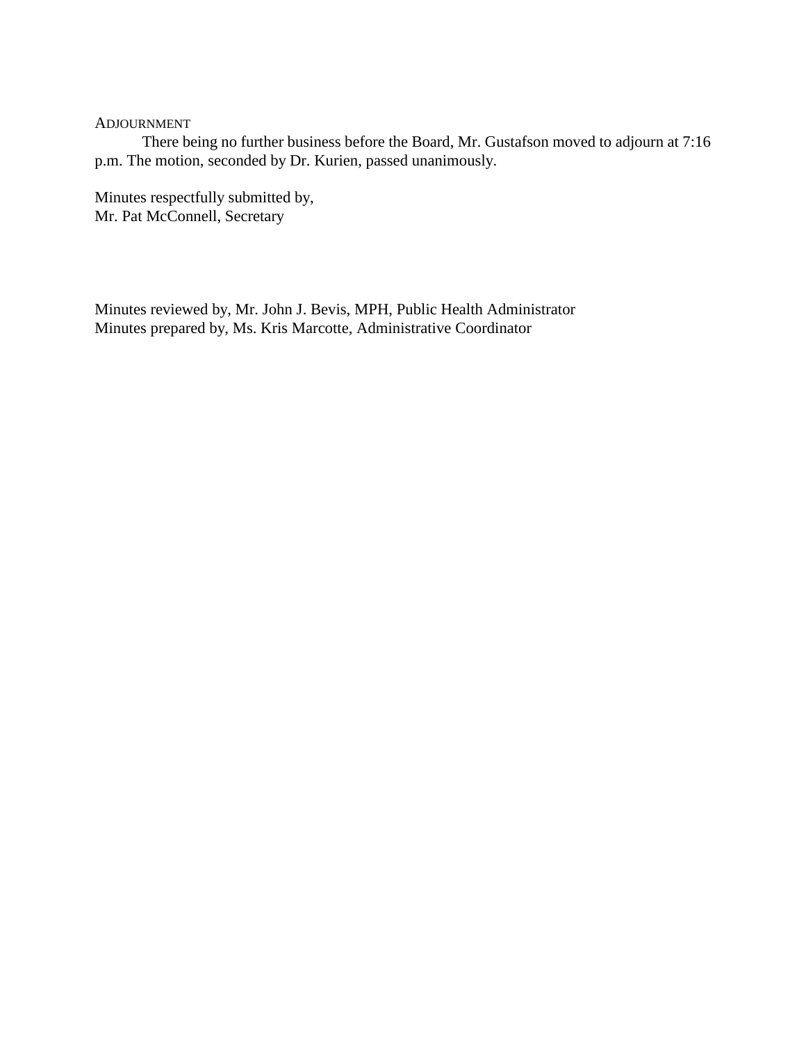ADJOURNMENT

There being no further business before the Board, Mr. Gustafson moved to adjourn at 7:16 p.m. The motion, seconded by Dr. Kurien, passed unanimously.

Minutes respectfully submitted by,
Mr. Pat McConnell, Secretary

Minutes reviewed by, Mr. John J. Bevis, MPH, Public Health Administrator
Minutes prepared by, Ms. Kris Marcotte, Administrative Coordinator